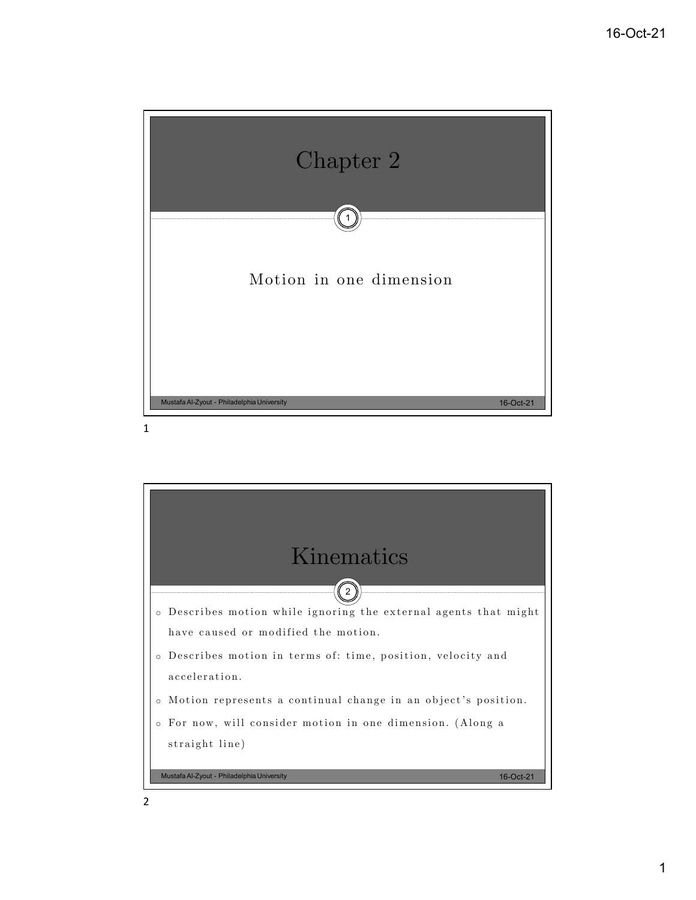# Chapter 2

Motion in one dimension

# Kinematics

- Describes motion while ignoring the external agents that might have caused or modified the motion.
- Describes motion in terms of: time, position, velocity and acceleration.
- Motion represents a continual change in an object's position.
- For now, will consider motion in one dimension. (Along a straight line)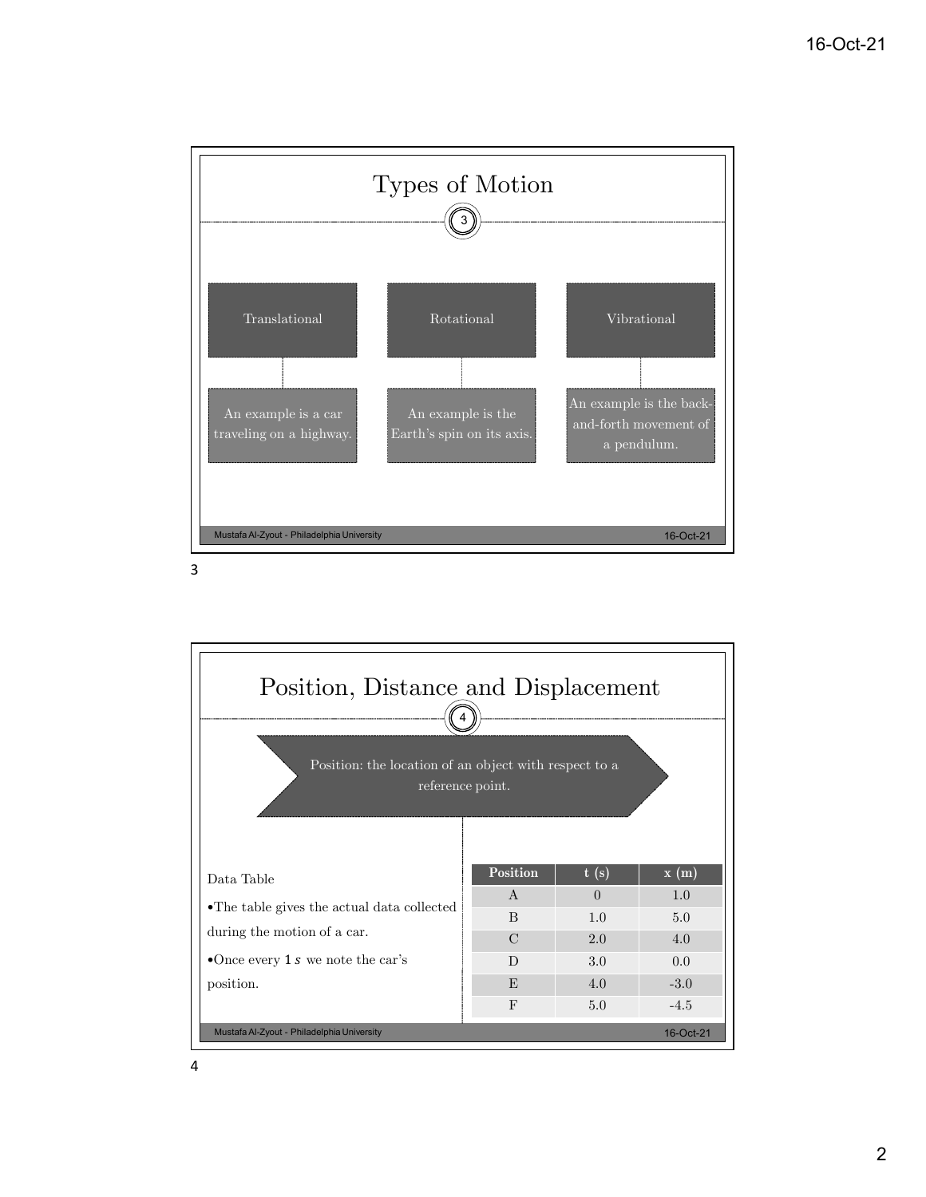# Types of Motion

| Translational | Rotational | Vibrational |
|---|---|---|
| An example is a car traveling on a highway. | An example is the Earth's spin on its axis. | An example is the back-and-forth movement of a pendulum. |

# Position, Distance and Displacement

Position: the location of an object with respect to a reference point.

Data Table

- The table gives the actual data collected during the motion of a car.
- Once every $1\,s$ we note the car's position.

| Position | t (s) | x (m) |
|---|---|---|
| A | 0 | 1.0 |
| B | 1.0 | 5.0 |
| C | 2.0 | 4.0 |
| D | 3.0 | 0.0 |
| E | 4.0 | -3.0 |
| F | 5.0 | -4.5 |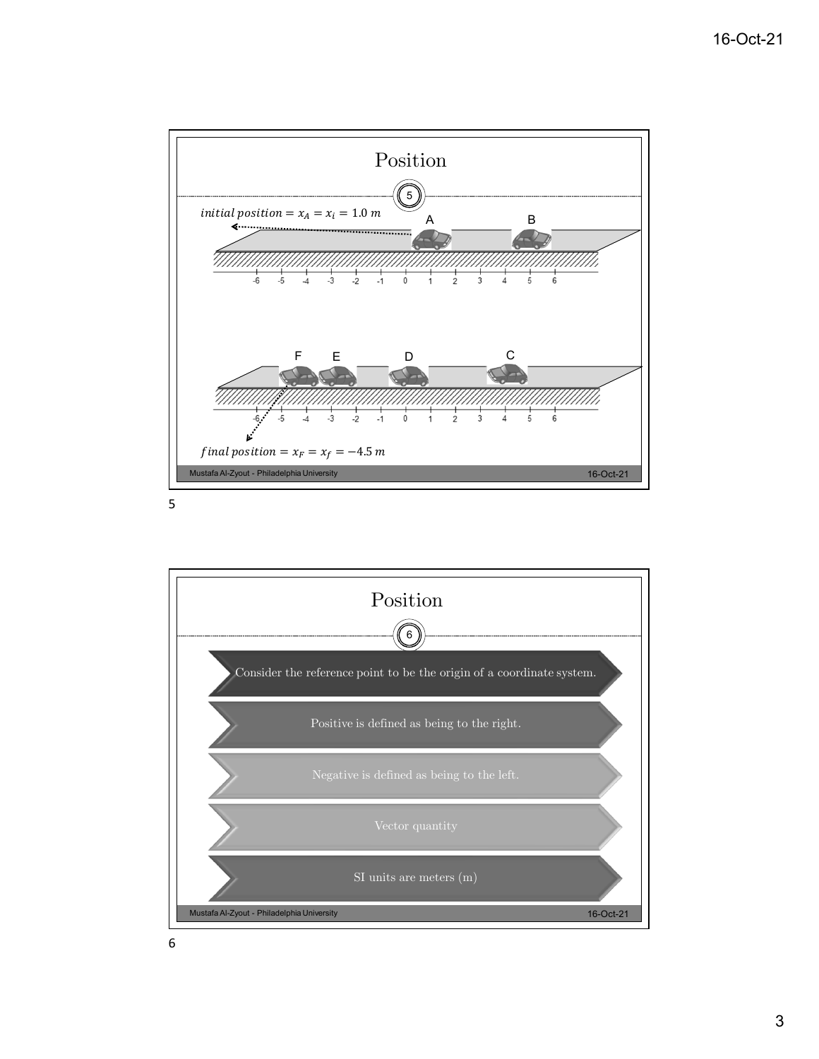# Position

$initial\ position = x_A = x_i = 1.0\ m$

A B

-6 -5 -4 -3 -2 -1 0 1 2 3 4 5 6

F E D C

-6 -5 -4 -3 -2 -1 0 1 2 3 4 5 6

$final\ position = x_F = x_f = -4.5\ m$

# Position

- Consider the reference point to be the origin of a coordinate system.
- Positive is defined as being to the right.
- Negative is defined as being to the left.
- Vector quantity
- SI units are meters (m)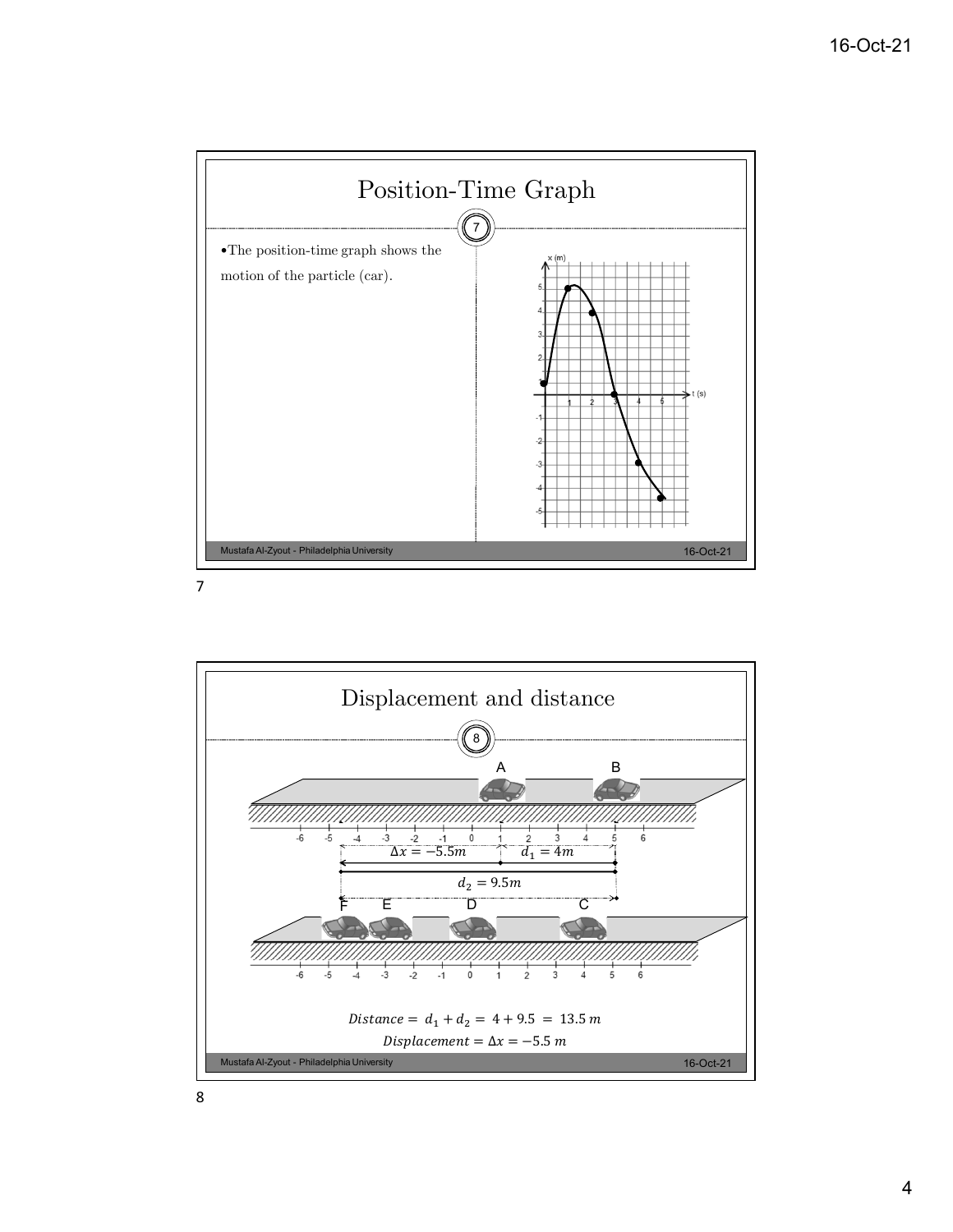## Position-Time Graph

- The position-time graph shows the motion of the particle (car).

## Displacement and distance

$$Distance = d_1 + d_2 = 4 + 9.5 = 13.5\ m$$

$$Displacement = \Delta x = -5.5\ m$$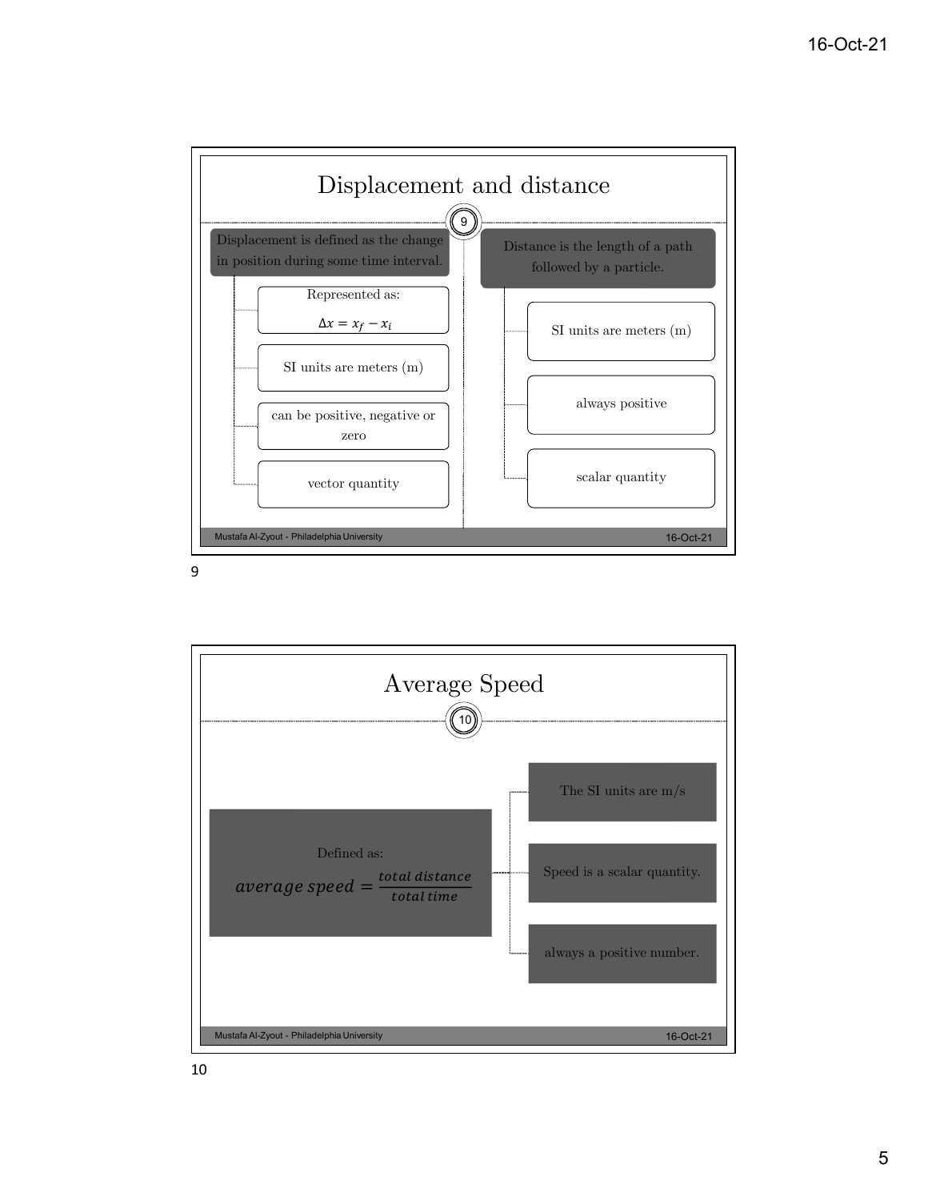## Displacement and distance

Displacement is defined as the change in position during some time interval.

- Represented as: $\Delta x = x_f - x_i$
- SI units are meters (m)
- can be positive, negative or zero
- vector quantity

Distance is the length of a path followed by a particle.

- SI units are meters (m)
- always positive
- scalar quantity

## Average Speed

Defined as:

$$average\ speed = \frac{total\ distance}{total\ time}$$

- The SI units are m/s
- Speed is a scalar quantity.
- always a positive number.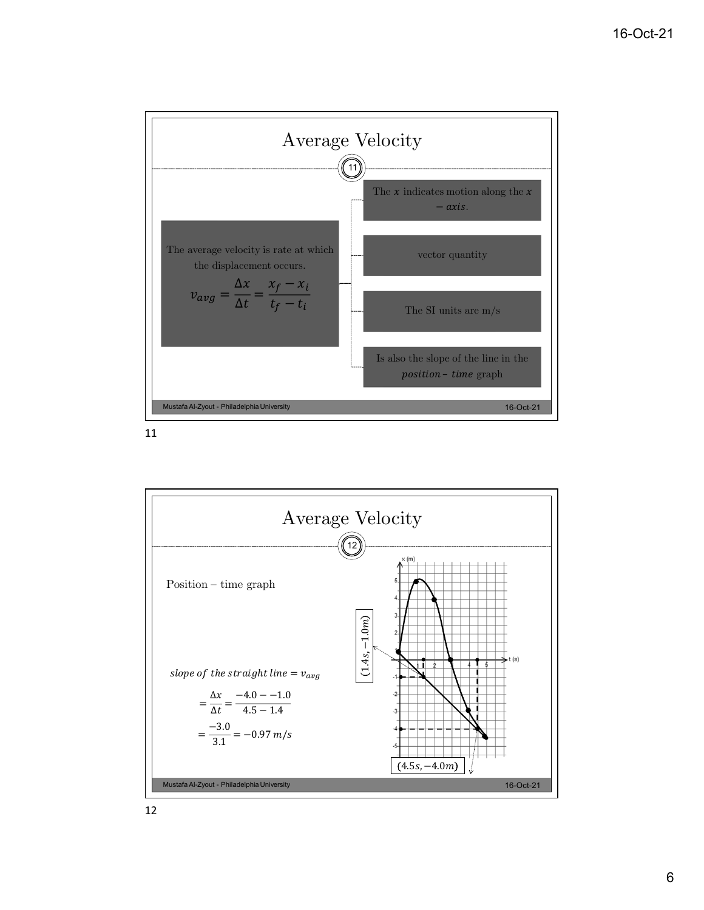## Average Velocity

The average velocity is rate at which the displacement occurs.

$$v_{avg} = \frac{\Delta x}{\Delta t} = \frac{x_f - x_i}{t_f - t_i}$$

- The $x$ indicates motion along the $x-axis$.
- vector quantity
- The SI units are m/s
- Is also the slope of the line in the $position - time$ graph

## Average Velocity

Position – time graph

$(1.4s, -1.0m)$

$(4.5s, -4.0m)$

$slope\ of\ the\ straight\ line = v_{avg}$

$$= \frac{\Delta x}{\Delta t} = \frac{-4.0 - -1.0}{4.5 - 1.4}$$

$$= \frac{-3.0}{3.1} = -0.97\ m/s$$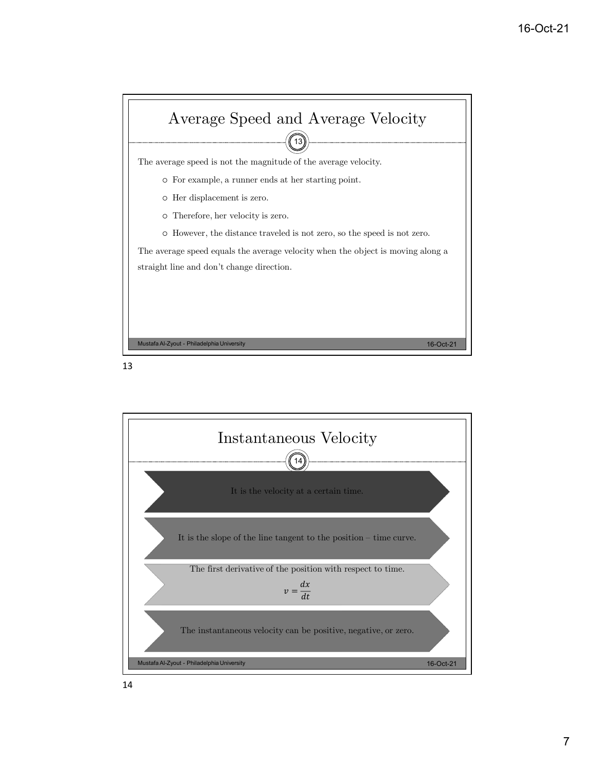## Average Speed and Average Velocity

The average speed is not the magnitude of the average velocity.

- For example, a runner ends at her starting point.
- Her displacement is zero.
- Therefore, her velocity is zero.
- However, the distance traveled is not zero, so the speed is not zero.

The average speed equals the average velocity when the object is moving along a straight line and don't change direction.

## Instantaneous Velocity

- It is the velocity at a certain time.
- It is the slope of the line tangent to the position – time curve.
- The first derivative of the position with respect to time.

$$v = \frac{dx}{dt}$$

- The instantaneous velocity can be positive, negative, or zero.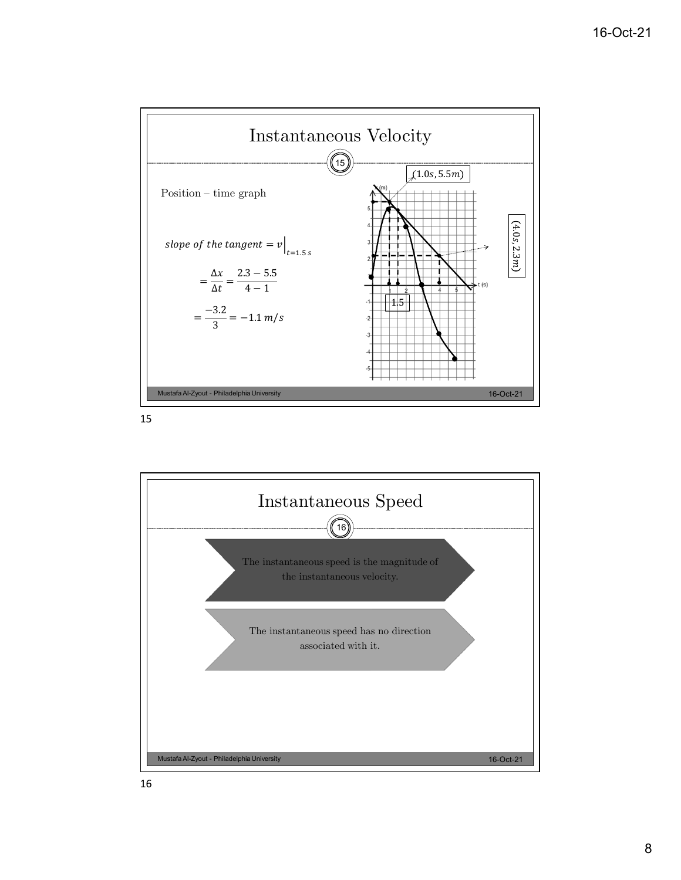# Instantaneous Velocity

Position – time graph

$$\left. slope\ of\ the\ tangent = v \right|_{t=1.5\,s}$$

$$= \frac{\Delta x}{\Delta t} = \frac{2.3 - 5.5}{4 - 1}$$

$$= \frac{-3.2}{3} = -1.1\ m/s$$

$(1.0s, 5.5m)$

$(4.0s, 2.3m)$

1.5

# Instantaneous Speed

The instantaneous speed is the magnitude of the instantaneous velocity.

The instantaneous speed has no direction associated with it.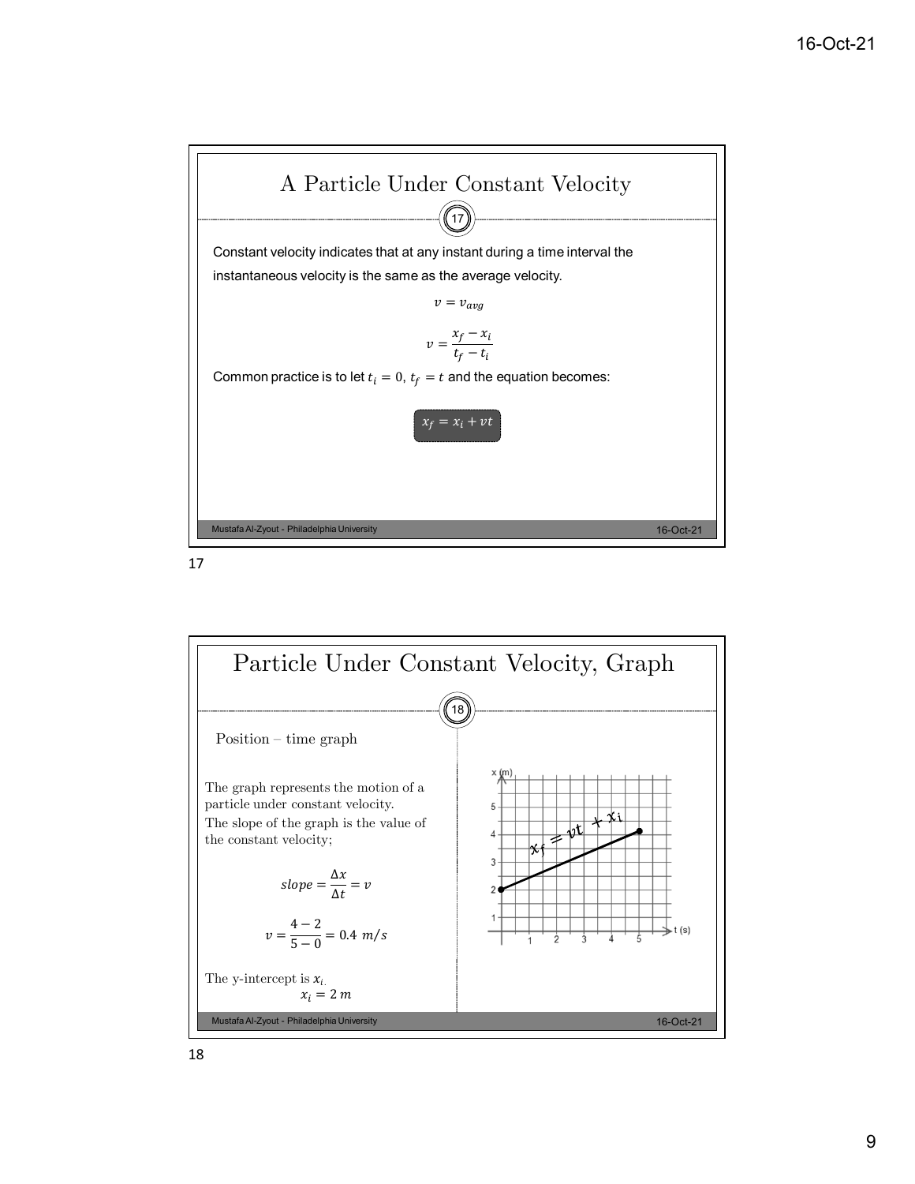## A Particle Under Constant Velocity

Constant velocity indicates that at any instant during a time interval the instantaneous velocity is the same as the average velocity.

$$v = v_{avg}$$

$$v = \frac{x_f - x_i}{t_f - t_i}$$

Common practice is to let $t_i = 0$, $t_f = t$ and the equation becomes:

$$x_f = x_i + vt$$

## Particle Under Constant Velocity, Graph

Position – time graph

The graph represents the motion of a particle under constant velocity.

The slope of the graph is the value of the constant velocity;

$$slope = \frac{\Delta x}{\Delta t} = v$$

$$v = \frac{4-2}{5-0} = 0.4\ m/s$$

The y-intercept is $x_i$.

$$x_i = 2\ m$$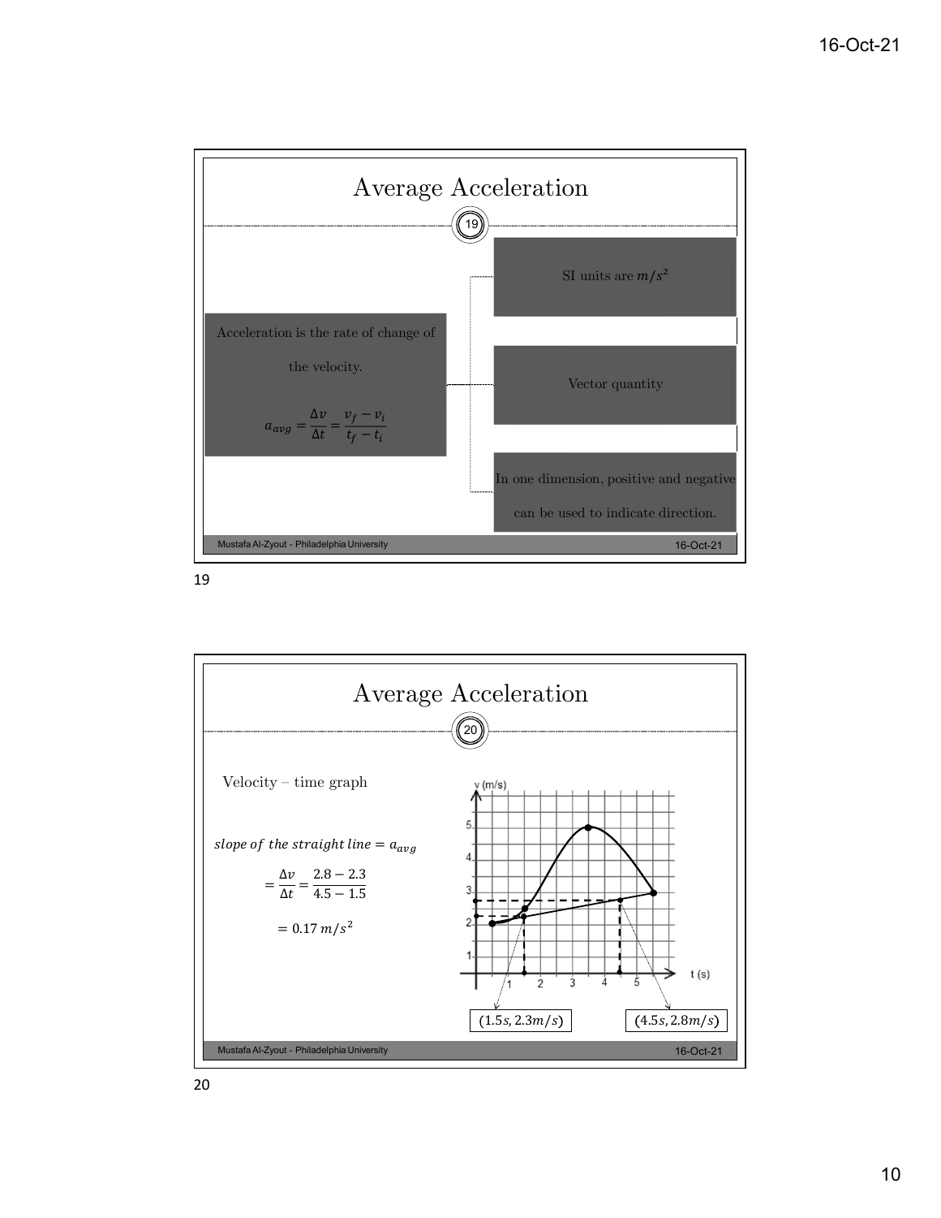## Average Acceleration

Acceleration is the rate of change of the velocity.

$$a_{avg} = \frac{\Delta v}{\Delta t} = \frac{v_f - v_i}{t_f - t_i}$$

- SI units are $m/s^2$
- Vector quantity
- In one dimension, positive and negative can be used to indicate direction.

## Average Acceleration

Velocity – time graph

*slope of the straight line* $= a_{avg}$

$$= \frac{\Delta v}{\Delta t} = \frac{2.8 - 2.3}{4.5 - 1.5}$$

$$= 0.17\ m/s^2$$

$(1.5s, 2.3m/s)$ $(4.5s, 2.8m/s)$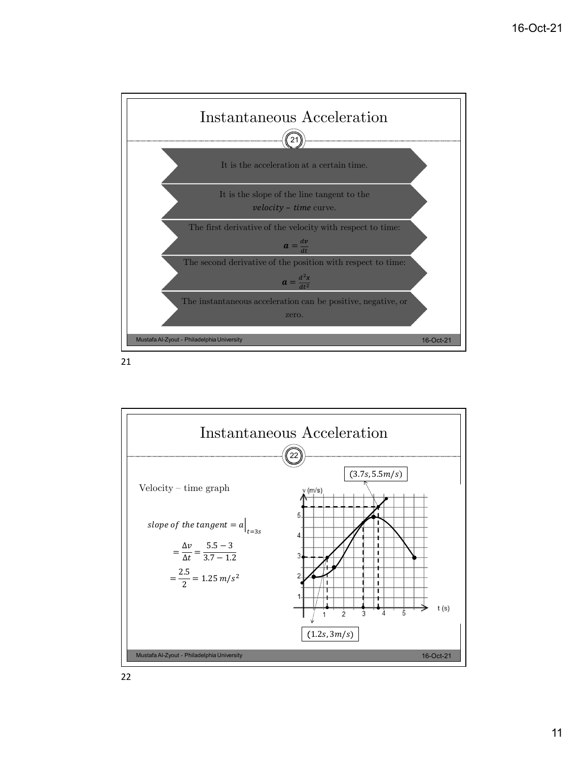## Instantaneous Acceleration

- It is the acceleration at a certain time.
- It is the slope of the line tangent to the *velocity – time* curve.
- The first derivative of the velocity with respect to time:

$$\boldsymbol{a} = \frac{dv}{dt}$$

- The second derivative of the position with respect to time:

$$\boldsymbol{a} = \frac{d^2x}{dt^2}$$

- The instantaneous acceleration can be positive, negative, or zero.

## Instantaneous Acceleration

Velocity – time graph

$$slope\ of\ the\ tangent = a\Big|_{t=3s}$$

$$= \frac{\Delta v}{\Delta t} = \frac{5.5 - 3}{3.7 - 1.2}$$

$$= \frac{2.5}{2} = 1.25\ m/s^2$$

$(3.7s, 5.5m/s)$

$(1.2s, 3m/s)$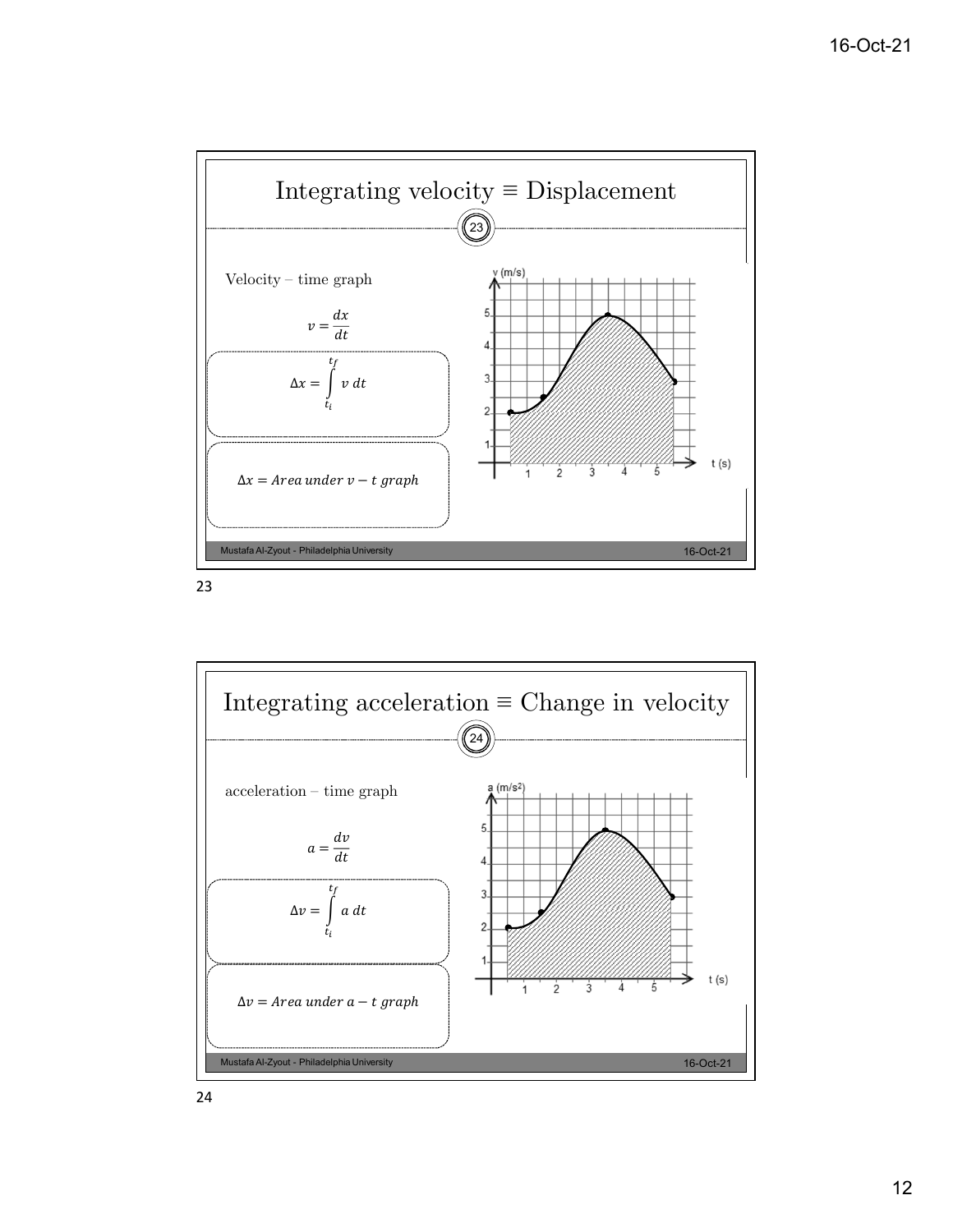## Integrating velocity ≡ Displacement

Velocity – time graph

$$v = \frac{dx}{dt}$$

$$\Delta x = \int_{t_i}^{t_f} v \, dt$$

$$\Delta x = Area\ under\ v - t\ graph$$

## Integrating acceleration ≡ Change in velocity

acceleration – time graph

$$a = \frac{dv}{dt}$$

$$\Delta v = \int_{t_i}^{t_f} a \, dt$$

$$\Delta v = Area\ under\ a - t\ graph$$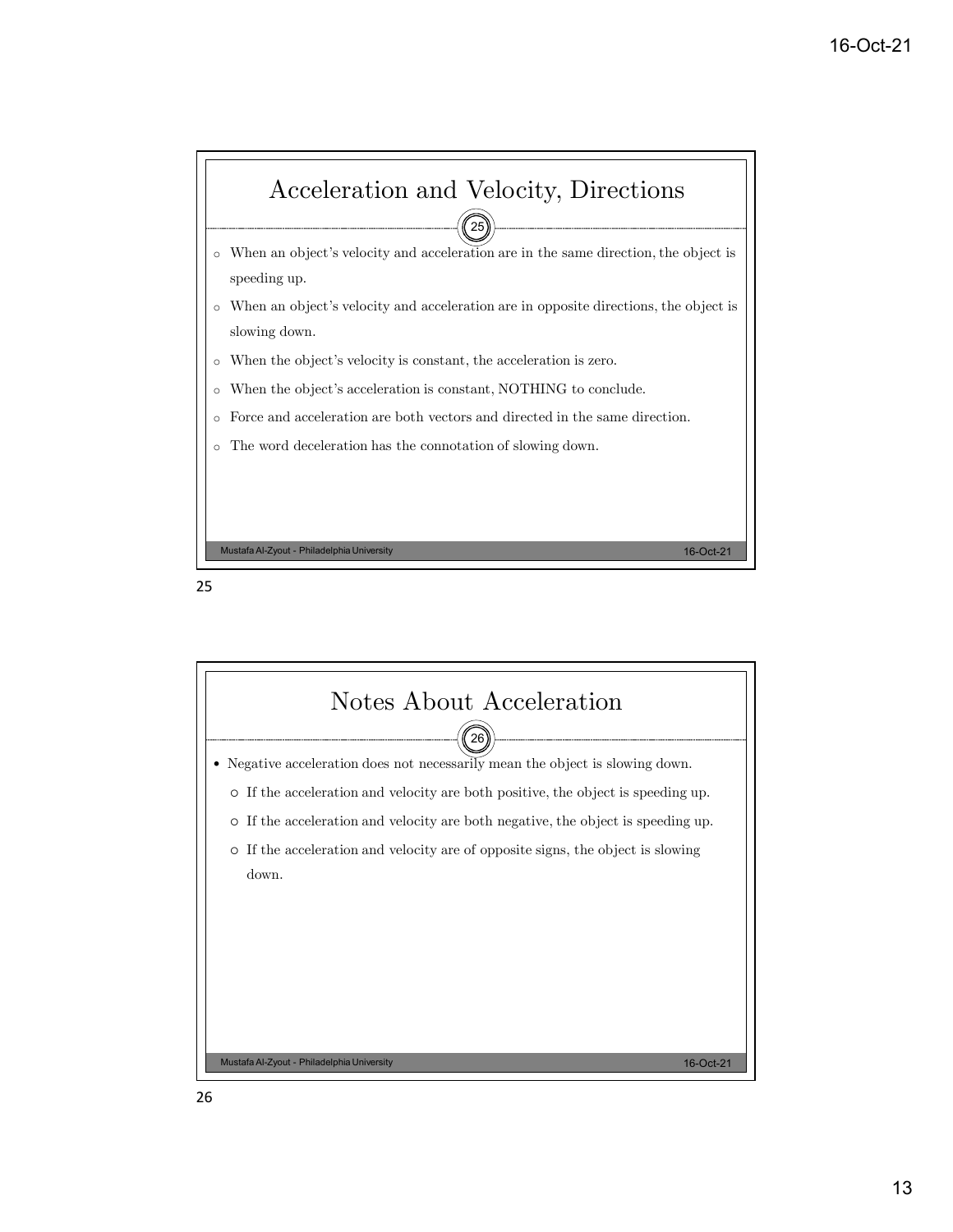## Acceleration and Velocity, Directions

- When an object's velocity and acceleration are in the same direction, the object is speeding up.
- When an object's velocity and acceleration are in opposite directions, the object is slowing down.
- When the object's velocity is constant, the acceleration is zero.
- When the object's acceleration is constant, NOTHING to conclude.
- Force and acceleration are both vectors and directed in the same direction.
- The word deceleration has the connotation of slowing down.

## Notes About Acceleration

- Negative acceleration does not necessarily mean the object is slowing down.
  - If the acceleration and velocity are both positive, the object is speeding up.
  - If the acceleration and velocity are both negative, the object is speeding up.
  - If the acceleration and velocity are of opposite signs, the object is slowing down.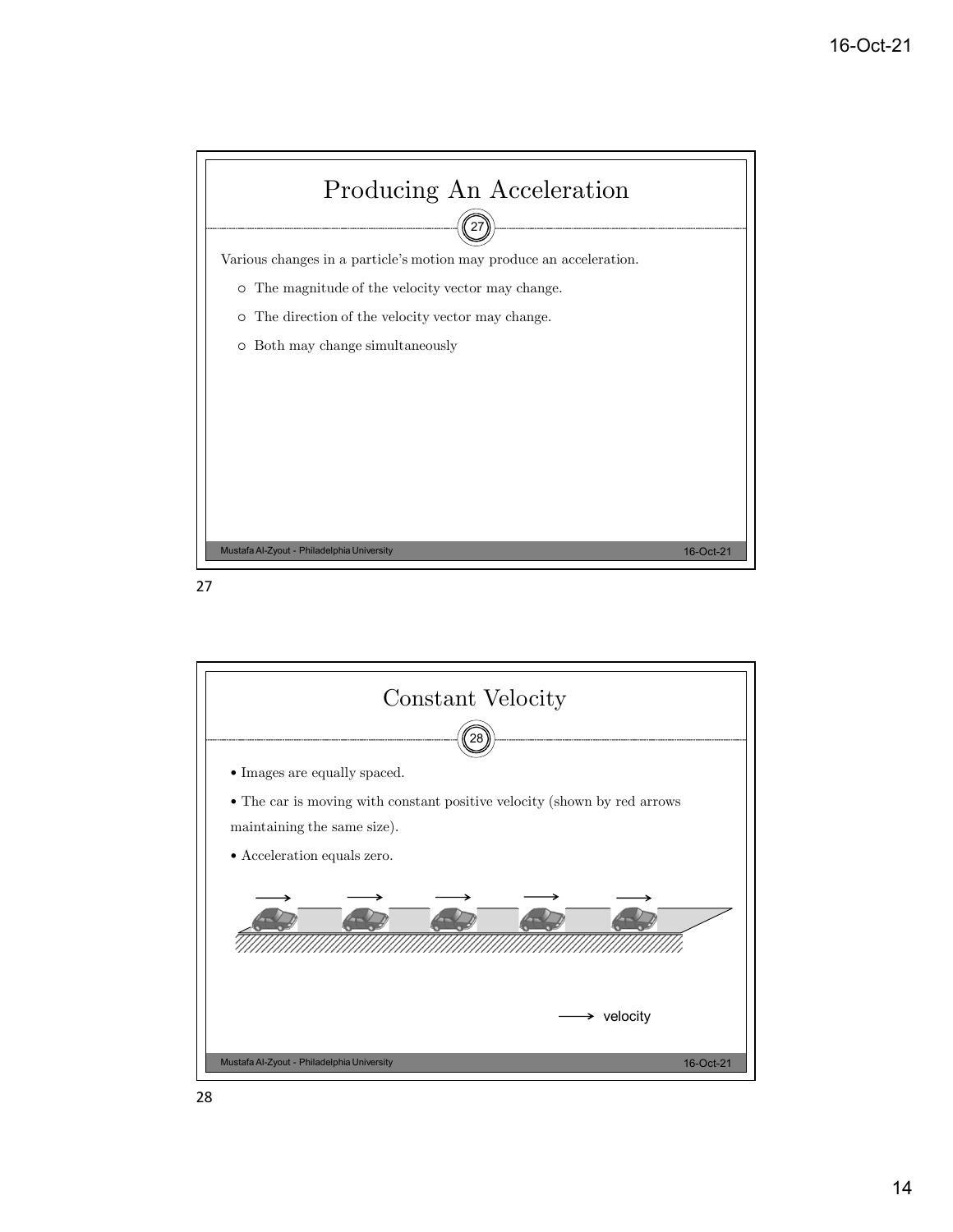# Producing An Acceleration

Various changes in a particle's motion may produce an acceleration.

- The magnitude of the velocity vector may change.
- The direction of the velocity vector may change.
- Both may change simultaneously

# Constant Velocity

- Images are equally spaced.
- The car is moving with constant positive velocity (shown by red arrows maintaining the same size).
- Acceleration equals zero.

velocity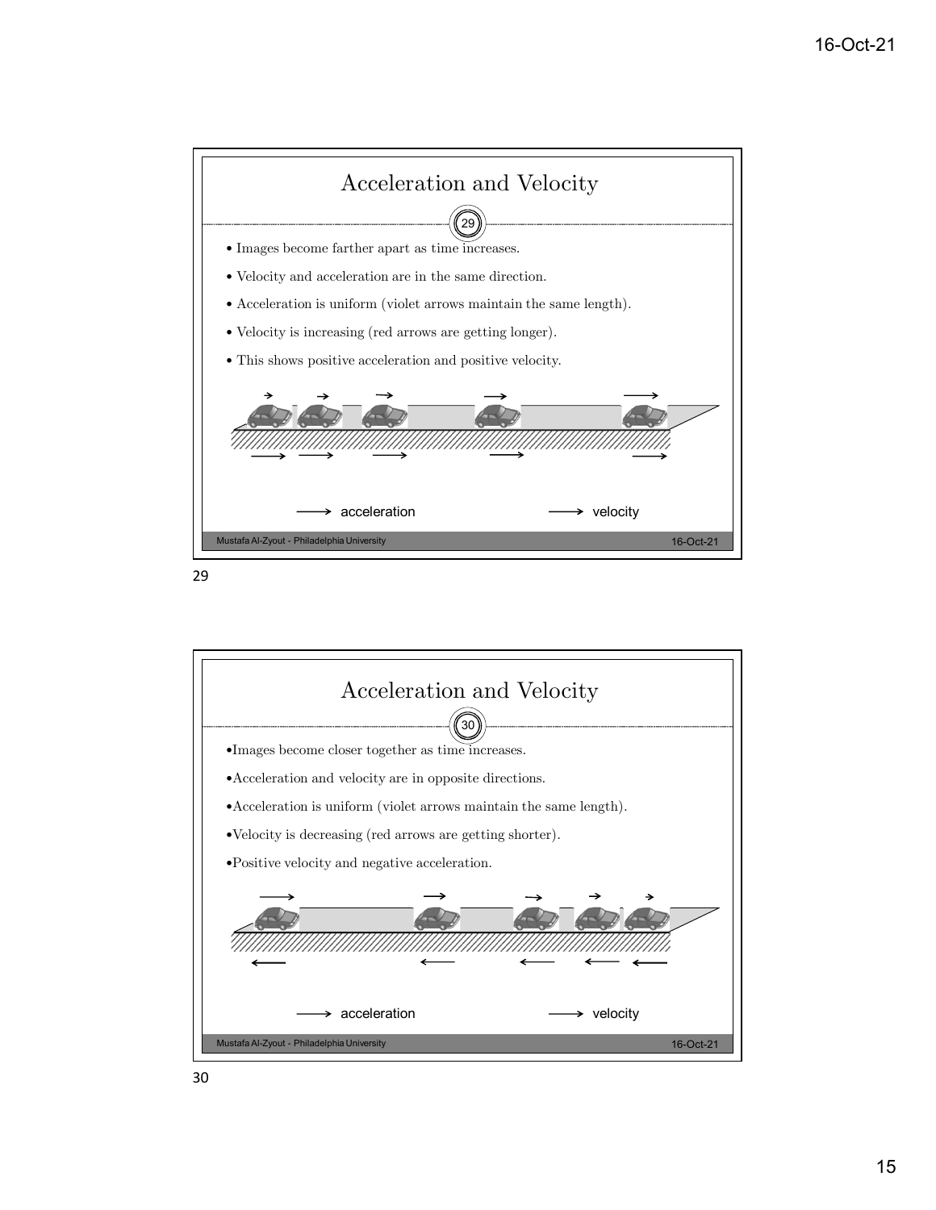## Acceleration and Velocity

- Images become farther apart as time increases.
- Velocity and acceleration are in the same direction.
- Acceleration is uniform (violet arrows maintain the same length).
- Velocity is increasing (red arrows are getting longer).
- This shows positive acceleration and positive velocity.

⟶ acceleration ⟶ velocity

## Acceleration and Velocity

- Images become closer together as time increases.
- Acceleration and velocity are in opposite directions.
- Acceleration is uniform (violet arrows maintain the same length).
- Velocity is decreasing (red arrows are getting shorter).
- Positive velocity and negative acceleration.

⟶ acceleration ⟶ velocity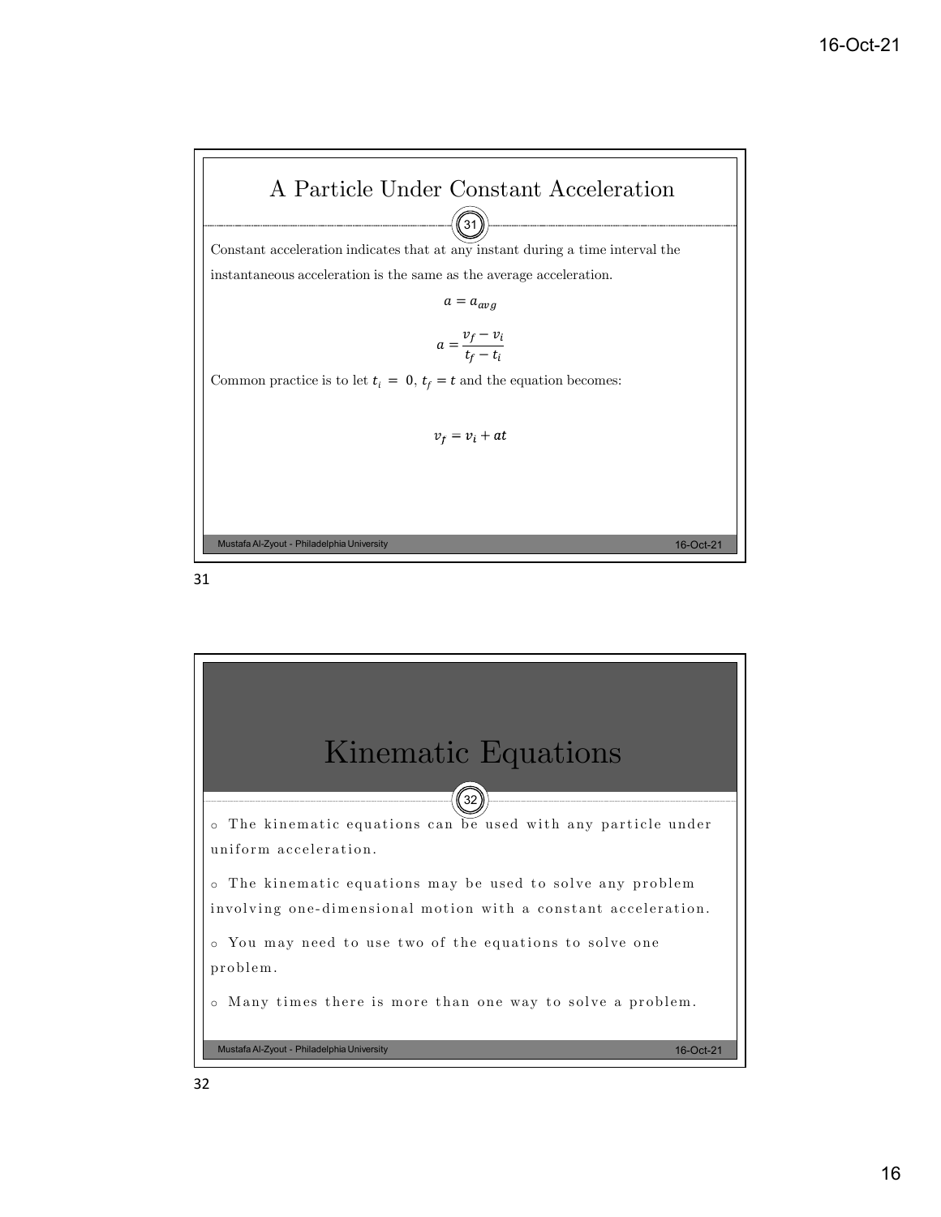# A Particle Under Constant Acceleration

Constant acceleration indicates that at any instant during a time interval the instantaneous acceleration is the same as the average acceleration.

$$a = a_{avg}$$

$$a = \frac{v_f - v_i}{t_f - t_i}$$

Common practice is to let $t_i = 0$, $t_f = t$ and the equation becomes:

$$v_f = v_i + at$$

# Kinematic Equations

- The kinematic equations can be used with any particle under uniform acceleration.
- The kinematic equations may be used to solve any problem involving one-dimensional motion with a constant acceleration.
- You may need to use two of the equations to solve one problem.
- Many times there is more than one way to solve a problem.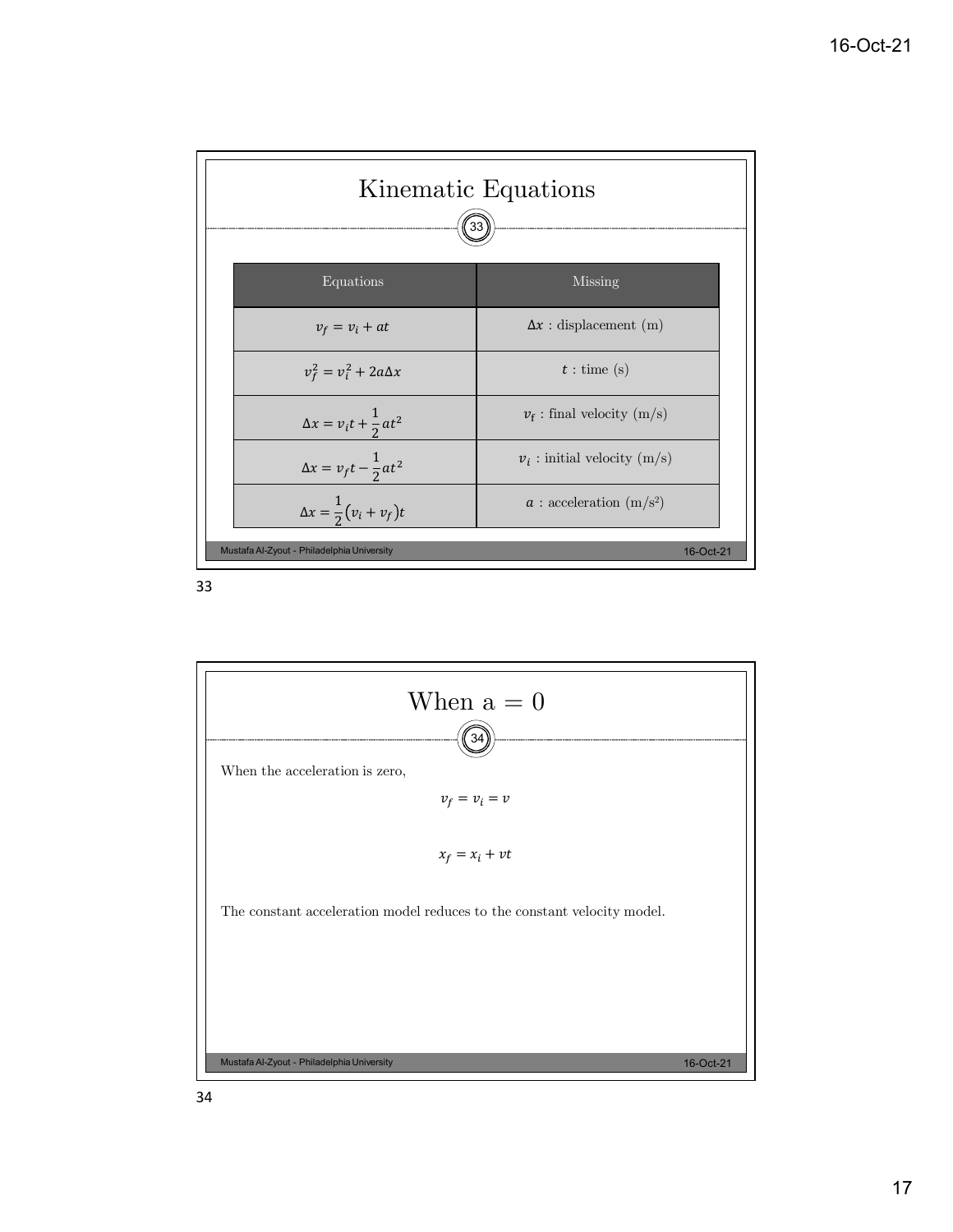# Kinematic Equations

| Equations | Missing |
|---|---|
| $v_f = v_i + at$ | $\Delta x$ : displacement (m) |
| $v_f^2 = v_i^2 + 2a\Delta x$ | $t$ : time (s) |
| $\Delta x = v_i t + \frac{1}{2}at^2$ | $v_f$ : final velocity (m/s) |
| $\Delta x = v_f t - \frac{1}{2}at^2$ | $v_i$ : initial velocity (m/s) |
| $\Delta x = \frac{1}{2}(v_i + v_f)t$ | $a$ : acceleration (m/s$^2$) |

# When a = 0

When the acceleration is zero,

$$v_f = v_i = v$$

$$x_f = x_i + vt$$

The constant acceleration model reduces to the constant velocity model.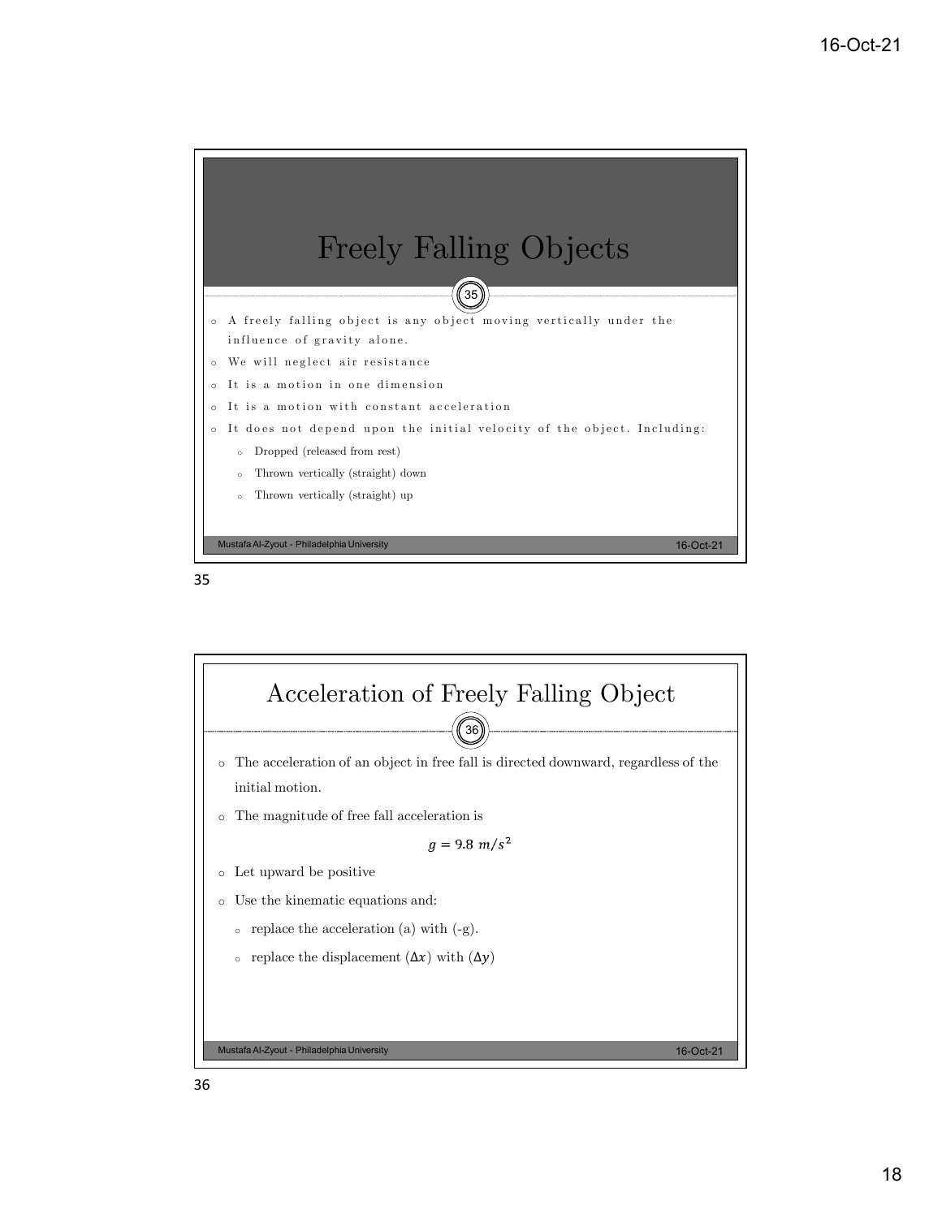## Freely Falling Objects

- A freely falling object is any object moving vertically under the influence of gravity alone.
- We will neglect air resistance
- It is a motion in one dimension
- It is a motion with constant acceleration
- It does not depend upon the initial velocity of the object. Including:
  - Dropped (released from rest)
  - Thrown vertically (straight) down
  - Thrown vertically (straight) up

## Acceleration of Freely Falling Object

- The acceleration of an object in free fall is directed downward, regardless of the initial motion.
- The magnitude of free fall acceleration is

$$g = 9.8\ m/s^2$$

- Let upward be positive
- Use the kinematic equations and:
  - replace the acceleration (a) with (-g).
  - replace the displacement ($\Delta x$) with ($\Delta y$)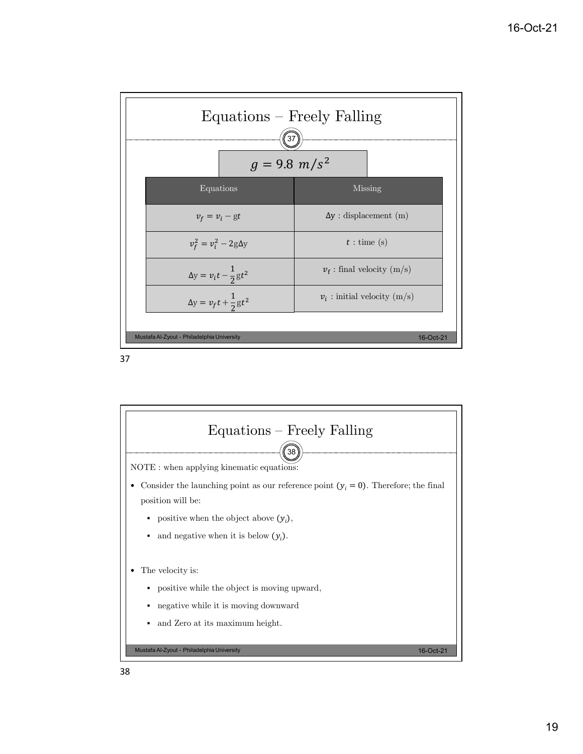# Equations – Freely Falling

$$g = 9.8 \ m/s^2$$

| Equations | Missing |
|---|---|
| $v_f = v_i - gt$ | $\Delta y$ : displacement (m) |
| $v_f^2 = v_i^2 - 2g\Delta y$ | $t$ : time (s) |
| $\Delta y = v_i t - \frac{1}{2} g t^2$ | $v_f$ : final velocity (m/s) |
| $\Delta y = v_f t + \frac{1}{2} g t^2$ | $v_i$ : initial velocity (m/s) |

# Equations – Freely Falling

NOTE : when applying kinematic equations:

- Consider the launching point as our reference point ($y_i = 0$). Therefore; the final position will be:
  - positive when the object above ($y_i$),
  - and negative when it is below ($y_i$).

- The velocity is:
  - positive while the object is moving upward,
  - negative while it is moving downward
  - and Zero at its maximum height.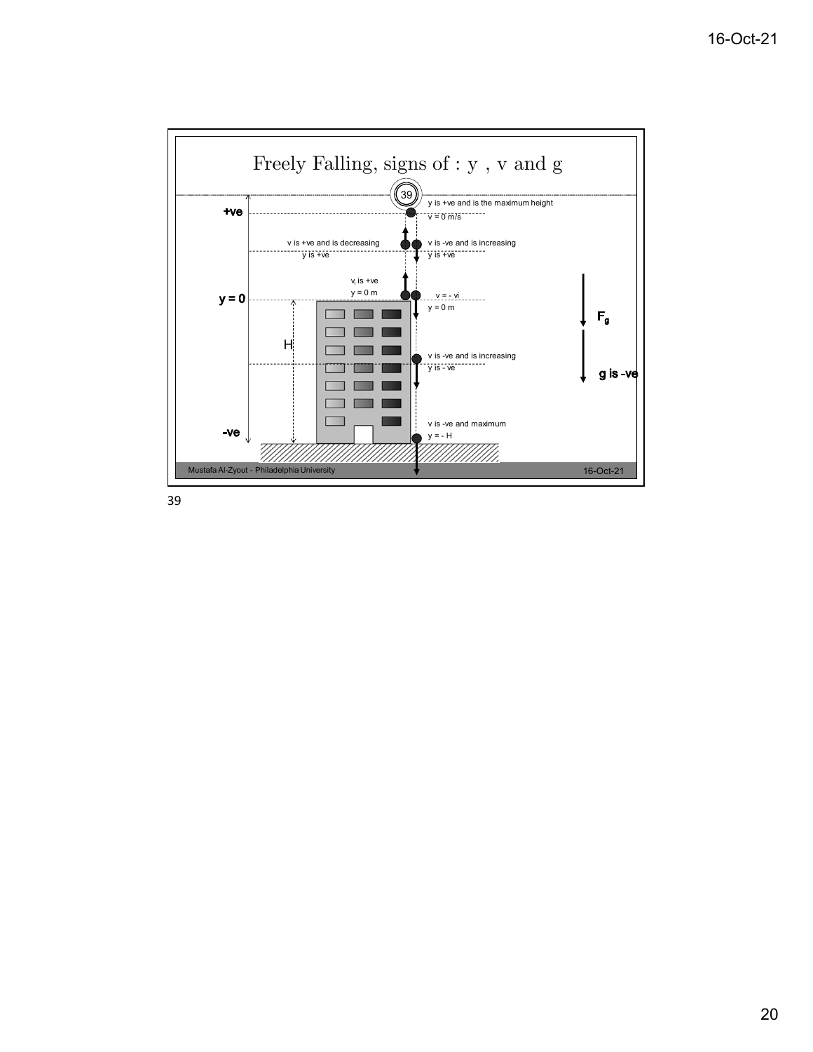# Freely Falling, signs of : y , v and g

y is +ve and is the maximum height

v = 0 m/s

+ve

v is +ve and is decreasing

y is +ve

v is -ve and is increasing

y is +ve

$v_i$ is +ve

y = 0 m

y = 0

v = - vi

y = 0 m

$F_g$

H

v is -ve and is increasing

y is - ve

g is -ve

v is -ve and maximum

y = - H

-ve

Mustafa Al-Zyout - Philadelphia University